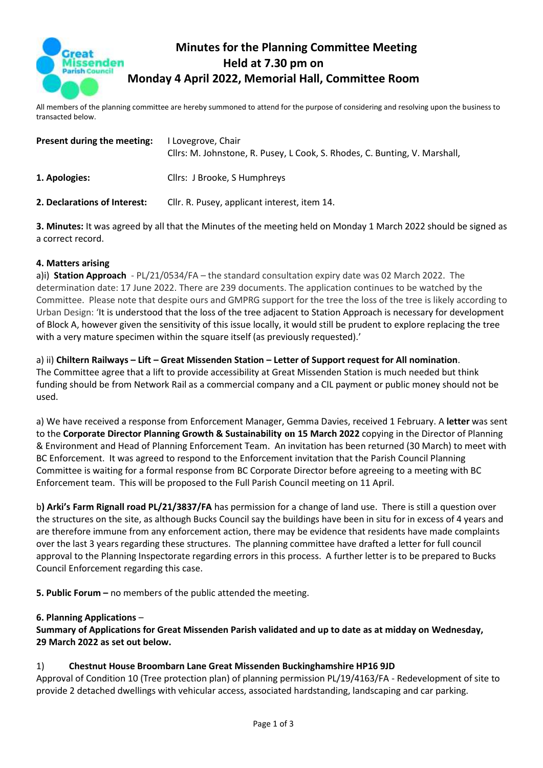# Minutes for the Planning Committee Meeting Held at 7.30 pm on Monday 4 April 2022, Memorial Hall, Committee Room

All members of the planning committee are hereby summoned to attend for the purpose of considering and resolving upon the business to transacted below.

**Present during the meeting:** I Lovegrove, Chair
Cllrs: M. Johnstone, R. Pusey, L Cook, S. Rhodes, C. Bunting, V. Marshall,

**1. Apologies:** Cllrs: J Brooke, S Humphreys

**2. Declarations of Interest:** Cllr. R. Pusey, applicant interest, item 14.

**3. Minutes:** It was agreed by all that the Minutes of the meeting held on Monday 1 March 2022 should be signed as a correct record.

**4. Matters arising**

a)i) **Station Approach** - PL/21/0534/FA – the standard consultation expiry date was 02 March 2022. The determination date: 17 June 2022. There are 239 documents. The application continues to be watched by the Committee. Please note that despite ours and GMPRG support for the tree the loss of the tree is likely according to Urban Design: 'It is understood that the loss of the tree adjacent to Station Approach is necessary for development of Block A, however given the sensitivity of this issue locally, it would still be prudent to explore replacing the tree with a very mature specimen within the square itself (as previously requested).'

a) ii) **Chiltern Railways – Lift – Great Missenden Station – Letter of Support request for All nomination**.
The Committee agree that a lift to provide accessibility at Great Missenden Station is much needed but think funding should be from Network Rail as a commercial company and a CIL payment or public money should not be used.

a) We have received a response from Enforcement Manager, Gemma Davies, received 1 February. A **letter** was sent to the **Corporate Director Planning Growth & Sustainability on 15 March 2022** copying in the Director of Planning & Environment and Head of Planning Enforcement Team. An invitation has been returned (30 March) to meet with BC Enforcement. It was agreed to respond to the Enforcement invitation that the Parish Council Planning Committee is waiting for a formal response from BC Corporate Director before agreeing to a meeting with BC Enforcement team. This will be proposed to the Full Parish Council meeting on 11 April.

b**) Arki's Farm Rignall road PL/21/3837/FA** has permission for a change of land use. There is still a question over the structures on the site, as although Bucks Council say the buildings have been in situ for in excess of 4 years and are therefore immune from any enforcement action, there may be evidence that residents have made complaints over the last 3 years regarding these structures. The planning committee have drafted a letter for full council approval to the Planning Inspectorate regarding errors in this process. A further letter is to be prepared to Bucks Council Enforcement regarding this case.

**5. Public Forum –** no members of the public attended the meeting.

**6. Planning Applications** –
**Summary of Applications for Great Missenden Parish validated and up to date as at midday on Wednesday, 29 March 2022 as set out below.**

1) **Chestnut House Broombarn Lane Great Missenden Buckinghamshire HP16 9JD**
Approval of Condition 10 (Tree protection plan) of planning permission PL/19/4163/FA - Redevelopment of site to provide 2 detached dwellings with vehicular access, associated hardstanding, landscaping and car parking.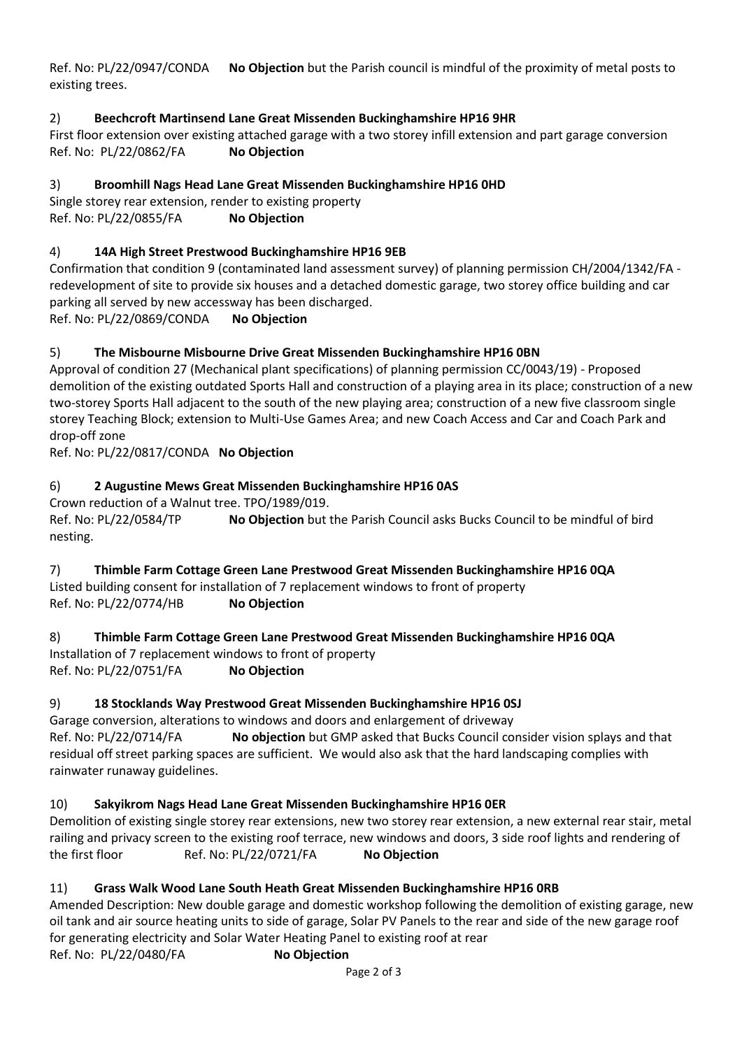Ref. No: PL/22/0947/CONDA **No Objection** but the Parish council is mindful of the proximity of metal posts to existing trees.

2) **Beechcroft Martinsend Lane Great Missenden Buckinghamshire HP16 9HR**

First floor extension over existing attached garage with a two storey infill extension and part garage conversion
Ref. No: PL/22/0862/FA **No Objection**

3) **Broomhill Nags Head Lane Great Missenden Buckinghamshire HP16 0HD**

Single storey rear extension, render to existing property
Ref. No: PL/22/0855/FA **No Objection**

4) **14A High Street Prestwood Buckinghamshire HP16 9EB**

Confirmation that condition 9 (contaminated land assessment survey) of planning permission CH/2004/1342/FA - redevelopment of site to provide six houses and a detached domestic garage, two storey office building and car parking all served by new accessway has been discharged.
Ref. No: PL/22/0869/CONDA **No Objection**

5) **The Misbourne Misbourne Drive Great Missenden Buckinghamshire HP16 0BN**

Approval of condition 27 (Mechanical plant specifications) of planning permission CC/0043/19) - Proposed demolition of the existing outdated Sports Hall and construction of a playing area in its place; construction of a new two-storey Sports Hall adjacent to the south of the new playing area; construction of a new five classroom single storey Teaching Block; extension to Multi-Use Games Area; and new Coach Access and Car and Coach Park and drop-off zone
Ref. No: PL/22/0817/CONDA **No Objection**

6) **2 Augustine Mews Great Missenden Buckinghamshire HP16 0AS**

Crown reduction of a Walnut tree. TPO/1989/019.
Ref. No: PL/22/0584/TP **No Objection** but the Parish Council asks Bucks Council to be mindful of bird nesting.

7) **Thimble Farm Cottage Green Lane Prestwood Great Missenden Buckinghamshire HP16 0QA**

Listed building consent for installation of 7 replacement windows to front of property
Ref. No: PL/22/0774/HB **No Objection**

8) **Thimble Farm Cottage Green Lane Prestwood Great Missenden Buckinghamshire HP16 0QA**

Installation of 7 replacement windows to front of property
Ref. No: PL/22/0751/FA **No Objection**

9) **18 Stocklands Way Prestwood Great Missenden Buckinghamshire HP16 0SJ**

Garage conversion, alterations to windows and doors and enlargement of driveway
Ref. No: PL/22/0714/FA **No objection** but GMP asked that Bucks Council consider vision splays and that residual off street parking spaces are sufficient. We would also ask that the hard landscaping complies with rainwater runaway guidelines.

10) **Sakyikrom Nags Head Lane Great Missenden Buckinghamshire HP16 0ER**

Demolition of existing single storey rear extensions, new two storey rear extension, a new external rear stair, metal railing and privacy screen to the existing roof terrace, new windows and doors, 3 side roof lights and rendering of the first floor Ref. No: PL/22/0721/FA **No Objection**

11) **Grass Walk Wood Lane South Heath Great Missenden Buckinghamshire HP16 0RB**

Amended Description: New double garage and domestic workshop following the demolition of existing garage, new oil tank and air source heating units to side of garage, Solar PV Panels to the rear and side of the new garage roof for generating electricity and Solar Water Heating Panel to existing roof at rear
Ref. No: PL/22/0480/FA **No Objection**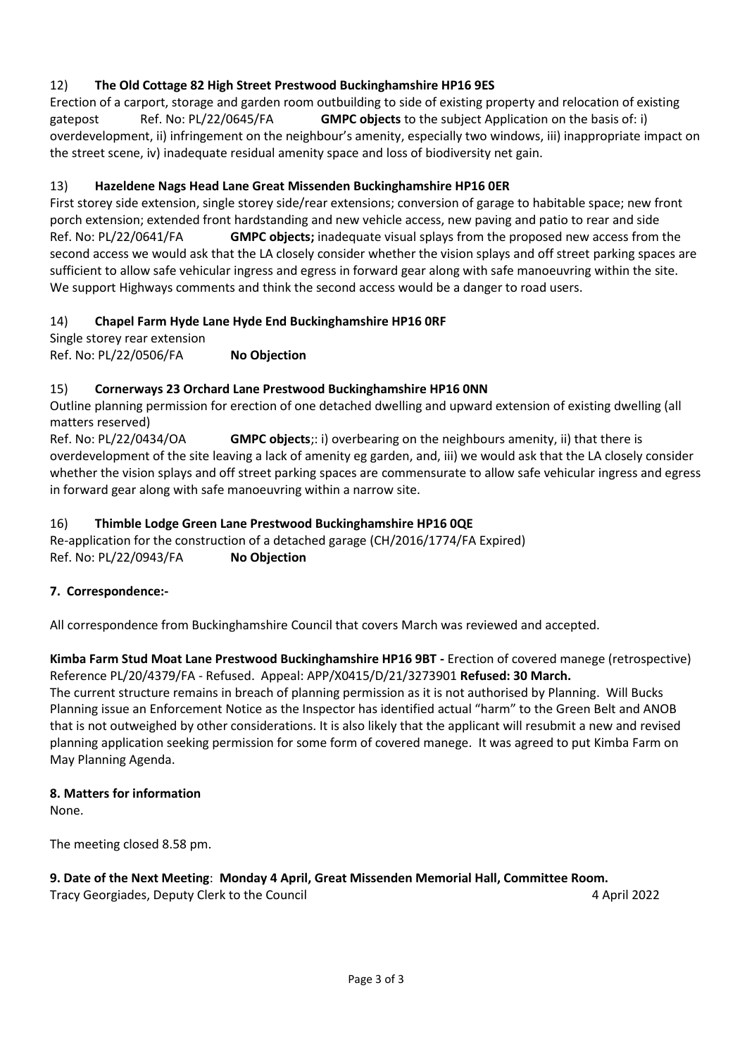12) **The Old Cottage 82 High Street Prestwood Buckinghamshire HP16 9ES**

Erection of a carport, storage and garden room outbuilding to side of existing property and relocation of existing gatepost Ref. No: PL/22/0645/FA **GMPC objects** to the subject Application on the basis of: i) overdevelopment, ii) infringement on the neighbour's amenity, especially two windows, iii) inappropriate impact on the street scene, iv) inadequate residual amenity space and loss of biodiversity net gain.

13) **Hazeldene Nags Head Lane Great Missenden Buckinghamshire HP16 0ER**

First storey side extension, single storey side/rear extensions; conversion of garage to habitable space; new front porch extension; extended front hardstanding and new vehicle access, new paving and patio to rear and side
Ref. No: PL/22/0641/FA **GMPC objects;** inadequate visual splays from the proposed new access from the second access we would ask that the LA closely consider whether the vision splays and off street parking spaces are sufficient to allow safe vehicular ingress and egress in forward gear along with safe manoeuvring within the site. We support Highways comments and think the second access would be a danger to road users.

14) **Chapel Farm Hyde Lane Hyde End Buckinghamshire HP16 0RF**

Single storey rear extension
Ref. No: PL/22/0506/FA **No Objection**

15) **Cornerways 23 Orchard Lane Prestwood Buckinghamshire HP16 0NN**

Outline planning permission for erection of one detached dwelling and upward extension of existing dwelling (all matters reserved)
Ref. No: PL/22/0434/OA **GMPC objects**;: i) overbearing on the neighbours amenity, ii) that there is overdevelopment of the site leaving a lack of amenity eg garden, and, iii) we would ask that the LA closely consider whether the vision splays and off street parking spaces are commensurate to allow safe vehicular ingress and egress in forward gear along with safe manoeuvring within a narrow site.

16) **Thimble Lodge Green Lane Prestwood Buckinghamshire HP16 0QE**

Re-application for the construction of a detached garage (CH/2016/1774/FA Expired)
Ref. No: PL/22/0943/FA **No Objection**

**7. Correspondence:-**

All correspondence from Buckinghamshire Council that covers March was reviewed and accepted.

**Kimba Farm Stud Moat Lane Prestwood Buckinghamshire HP16 9BT -** Erection of covered manege (retrospective) Reference PL/20/4379/FA - Refused. Appeal: APP/X0415/D/21/3273901 **Refused: 30 March.**
The current structure remains in breach of planning permission as it is not authorised by Planning. Will Bucks Planning issue an Enforcement Notice as the Inspector has identified actual "harm" to the Green Belt and ANOB that is not outweighed by other considerations. It is also likely that the applicant will resubmit a new and revised planning application seeking permission for some form of covered manege. It was agreed to put Kimba Farm on May Planning Agenda.

**8. Matters for information**

None.

The meeting closed 8.58 pm.

**9. Date of the Next Meeting**: **Monday 4 April, Great Missenden Memorial Hall, Committee Room.**

Tracy Georgiades, Deputy Clerk to the Council 4 April 2022